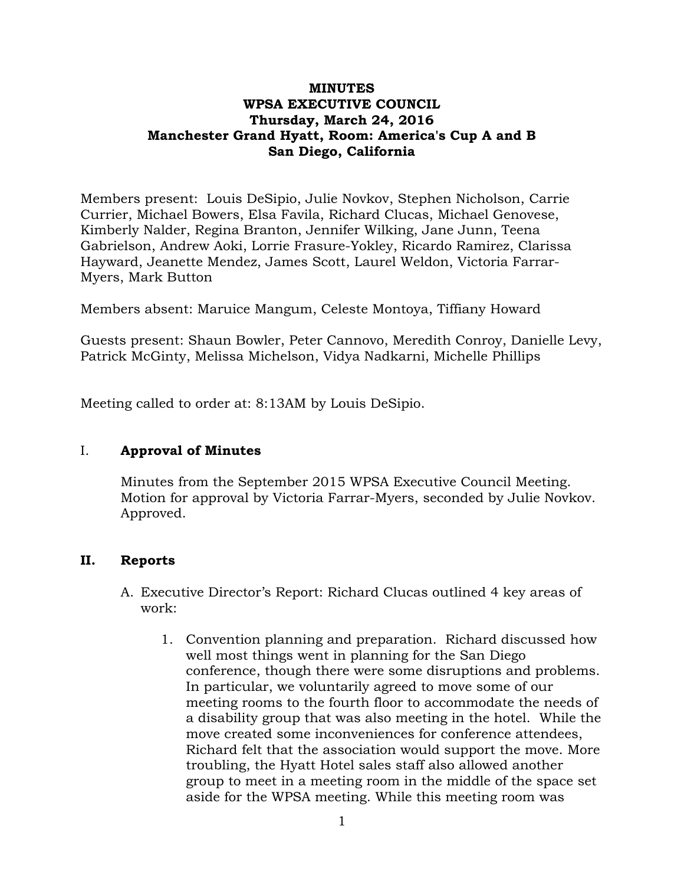# MINUTES
# WPSA EXECUTIVE COUNCIL
## Thursday, March 24, 2016
## Manchester Grand Hyatt, Room: America's Cup A and B
## San Diego, California

Members present: Louis DeSipio, Julie Novkov, Stephen Nicholson, Carrie Currier, Michael Bowers, Elsa Favila, Richard Clucas, Michael Genovese, Kimberly Nalder, Regina Branton, Jennifer Wilking, Jane Junn, Teena Gabrielson, Andrew Aoki, Lorrie Frasure-Yokley, Ricardo Ramirez, Clarissa Hayward, Jeanette Mendez, James Scott, Laurel Weldon, Victoria Farrar-Myers, Mark Button

Members absent: Maruice Mangum, Celeste Montoya, Tiffiany Howard

Guests present: Shaun Bowler, Peter Cannovo, Meredith Conroy, Danielle Levy, Patrick McGinty, Melissa Michelson, Vidya Nadkarni, Michelle Phillips

Meeting called to order at: 8:13AM by Louis DeSipio.

I. **Approval of Minutes**

Minutes from the September 2015 WPSA Executive Council Meeting. Motion for approval by Victoria Farrar-Myers, seconded by Julie Novkov. Approved.

## II. Reports

A. Executive Director's Report: Richard Clucas outlined 4 key areas of work:

1. Convention planning and preparation. Richard discussed how well most things went in planning for the San Diego conference, though there were some disruptions and problems. In particular, we voluntarily agreed to move some of our meeting rooms to the fourth floor to accommodate the needs of a disability group that was also meeting in the hotel. While the move created some inconveniences for conference attendees, Richard felt that the association would support the move. More troubling, the Hyatt Hotel sales staff also allowed another group to meet in a meeting room in the middle of the space set aside for the WPSA meeting. While this meeting room was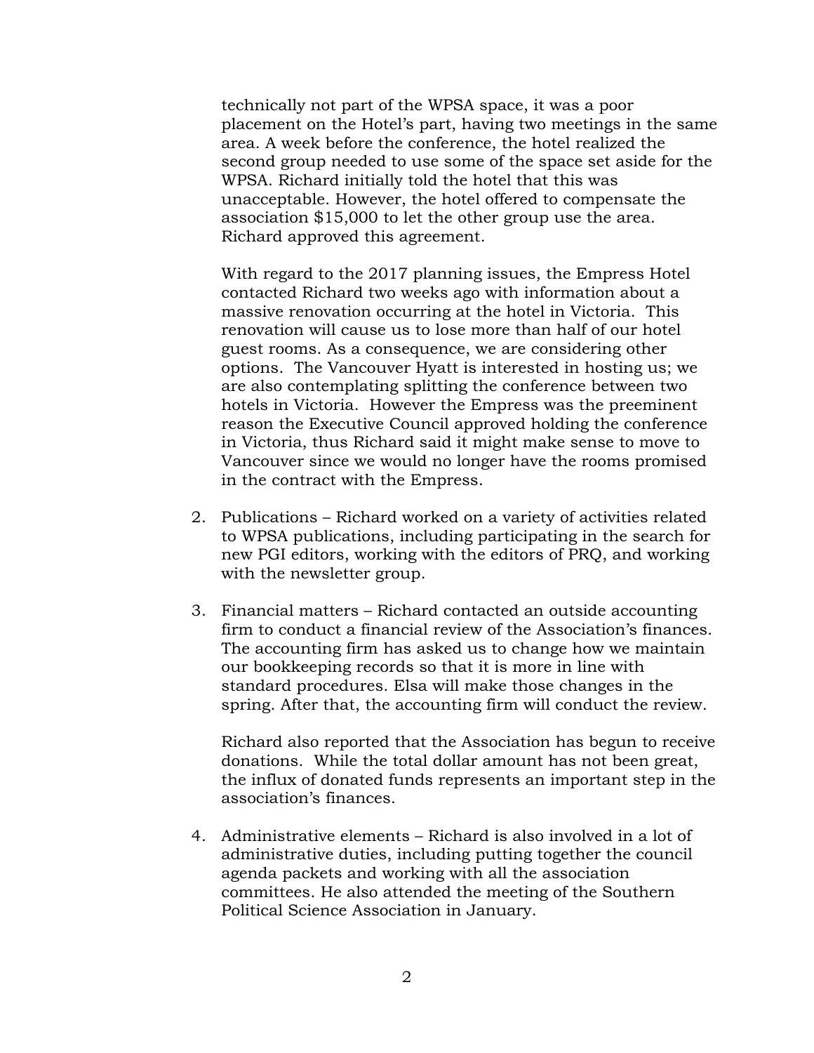technically not part of the WPSA space, it was a poor placement on the Hotel's part, having two meetings in the same area. A week before the conference, the hotel realized the second group needed to use some of the space set aside for the WPSA. Richard initially told the hotel that this was unacceptable. However, the hotel offered to compensate the association $15,000 to let the other group use the area. Richard approved this agreement.

With regard to the 2017 planning issues, the Empress Hotel contacted Richard two weeks ago with information about a massive renovation occurring at the hotel in Victoria. This renovation will cause us to lose more than half of our hotel guest rooms. As a consequence, we are considering other options. The Vancouver Hyatt is interested in hosting us; we are also contemplating splitting the conference between two hotels in Victoria. However the Empress was the preeminent reason the Executive Council approved holding the conference in Victoria, thus Richard said it might make sense to move to Vancouver since we would no longer have the rooms promised in the contract with the Empress.

2. Publications – Richard worked on a variety of activities related to WPSA publications, including participating in the search for new PGI editors, working with the editors of PRQ, and working with the newsletter group.

3. Financial matters – Richard contacted an outside accounting firm to conduct a financial review of the Association's finances. The accounting firm has asked us to change how we maintain our bookkeeping records so that it is more in line with standard procedures. Elsa will make those changes in the spring. After that, the accounting firm will conduct the review.

   Richard also reported that the Association has begun to receive donations. While the total dollar amount has not been great, the influx of donated funds represents an important step in the association's finances.

4. Administrative elements – Richard is also involved in a lot of administrative duties, including putting together the council agenda packets and working with all the association committees. He also attended the meeting of the Southern Political Science Association in January.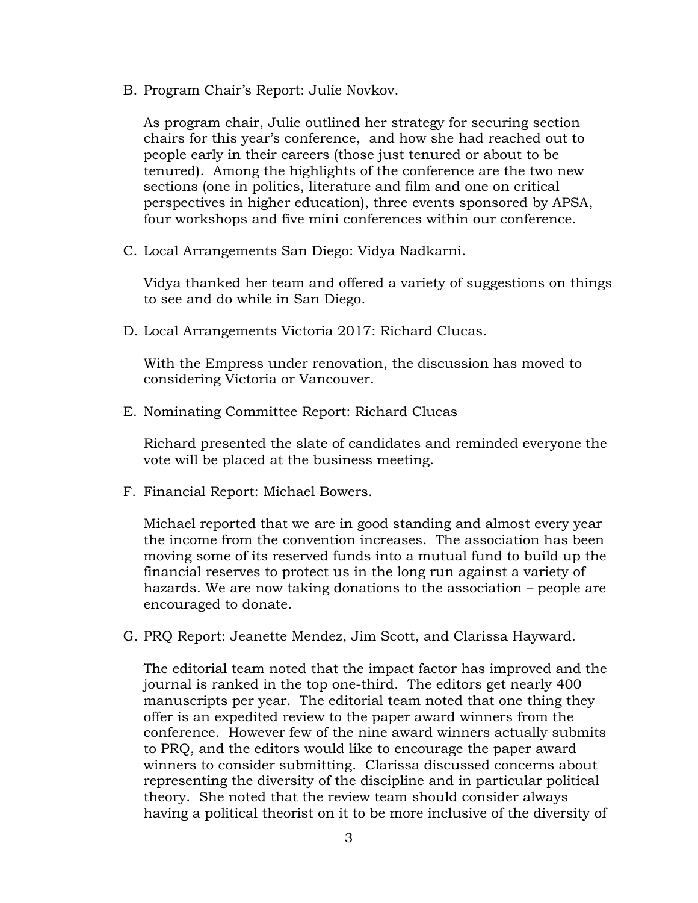B. Program Chair's Report: Julie Novkov.

   As program chair, Julie outlined her strategy for securing section chairs for this year's conference, and how she had reached out to people early in their careers (those just tenured or about to be tenured). Among the highlights of the conference are the two new sections (one in politics, literature and film and one on critical perspectives in higher education), three events sponsored by APSA, four workshops and five mini conferences within our conference.

C. Local Arrangements San Diego: Vidya Nadkarni.

   Vidya thanked her team and offered a variety of suggestions on things to see and do while in San Diego.

D. Local Arrangements Victoria 2017: Richard Clucas.

   With the Empress under renovation, the discussion has moved to considering Victoria or Vancouver.

E. Nominating Committee Report: Richard Clucas

   Richard presented the slate of candidates and reminded everyone the vote will be placed at the business meeting.

F. Financial Report: Michael Bowers.

   Michael reported that we are in good standing and almost every year the income from the convention increases. The association has been moving some of its reserved funds into a mutual fund to build up the financial reserves to protect us in the long run against a variety of hazards. We are now taking donations to the association – people are encouraged to donate.

G. PRQ Report: Jeanette Mendez, Jim Scott, and Clarissa Hayward.

   The editorial team noted that the impact factor has improved and the journal is ranked in the top one-third. The editors get nearly 400 manuscripts per year. The editorial team noted that one thing they offer is an expedited review to the paper award winners from the conference. However few of the nine award winners actually submits to PRQ, and the editors would like to encourage the paper award winners to consider submitting. Clarissa discussed concerns about representing the diversity of the discipline and in particular political theory. She noted that the review team should consider always having a political theorist on it to be more inclusive of the diversity of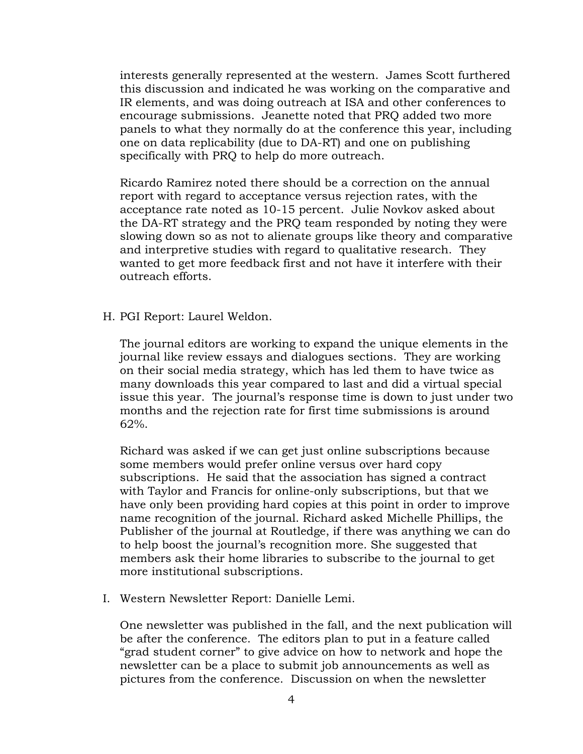interests generally represented at the western. James Scott furthered this discussion and indicated he was working on the comparative and IR elements, and was doing outreach at ISA and other conferences to encourage submissions. Jeanette noted that PRQ added two more panels to what they normally do at the conference this year, including one on data replicability (due to DA-RT) and one on publishing specifically with PRQ to help do more outreach.

Ricardo Ramirez noted there should be a correction on the annual report with regard to acceptance versus rejection rates, with the acceptance rate noted as 10-15 percent. Julie Novkov asked about the DA-RT strategy and the PRQ team responded by noting they were slowing down so as not to alienate groups like theory and comparative and interpretive studies with regard to qualitative research. They wanted to get more feedback first and not have it interfere with their outreach efforts.

H. PGI Report: Laurel Weldon.

The journal editors are working to expand the unique elements in the journal like review essays and dialogues sections. They are working on their social media strategy, which has led them to have twice as many downloads this year compared to last and did a virtual special issue this year. The journal's response time is down to just under two months and the rejection rate for first time submissions is around 62%.

Richard was asked if we can get just online subscriptions because some members would prefer online versus over hard copy subscriptions. He said that the association has signed a contract with Taylor and Francis for online-only subscriptions, but that we have only been providing hard copies at this point in order to improve name recognition of the journal. Richard asked Michelle Phillips, the Publisher of the journal at Routledge, if there was anything we can do to help boost the journal's recognition more. She suggested that members ask their home libraries to subscribe to the journal to get more institutional subscriptions.

I. Western Newsletter Report: Danielle Lemi.

One newsletter was published in the fall, and the next publication will be after the conference. The editors plan to put in a feature called "grad student corner" to give advice on how to network and hope the newsletter can be a place to submit job announcements as well as pictures from the conference. Discussion on when the newsletter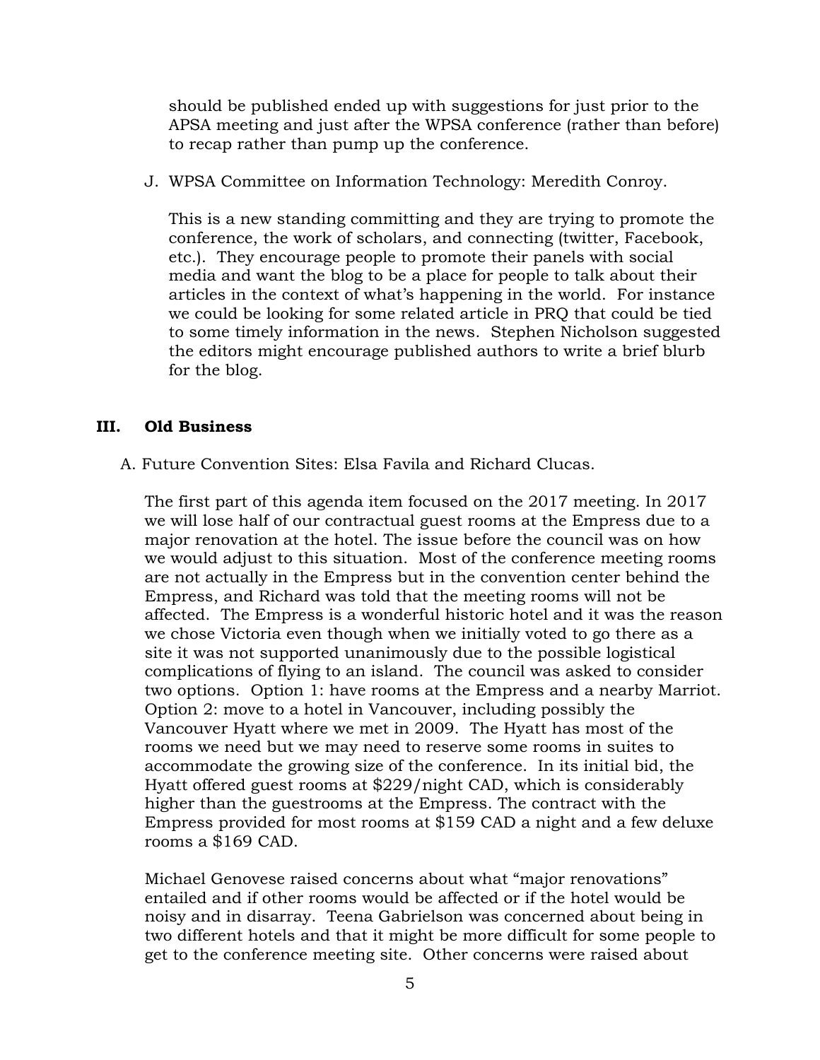should be published ended up with suggestions for just prior to the APSA meeting and just after the WPSA conference (rather than before) to recap rather than pump up the conference.

J. WPSA Committee on Information Technology: Meredith Conroy.

This is a new standing committing and they are trying to promote the conference, the work of scholars, and connecting (twitter, Facebook, etc.). They encourage people to promote their panels with social media and want the blog to be a place for people to talk about their articles in the context of what's happening in the world. For instance we could be looking for some related article in PRQ that could be tied to some timely information in the news. Stephen Nicholson suggested the editors might encourage published authors to write a brief blurb for the blog.

## III. Old Business

A. Future Convention Sites: Elsa Favila and Richard Clucas.

The first part of this agenda item focused on the 2017 meeting. In 2017 we will lose half of our contractual guest rooms at the Empress due to a major renovation at the hotel. The issue before the council was on how we would adjust to this situation. Most of the conference meeting rooms are not actually in the Empress but in the convention center behind the Empress, and Richard was told that the meeting rooms will not be affected. The Empress is a wonderful historic hotel and it was the reason we chose Victoria even though when we initially voted to go there as a site it was not supported unanimously due to the possible logistical complications of flying to an island. The council was asked to consider two options. Option 1: have rooms at the Empress and a nearby Marriot. Option 2: move to a hotel in Vancouver, including possibly the Vancouver Hyatt where we met in 2009. The Hyatt has most of the rooms we need but we may need to reserve some rooms in suites to accommodate the growing size of the conference. In its initial bid, the Hyatt offered guest rooms at $229/night CAD, which is considerably higher than the guestrooms at the Empress. The contract with the Empress provided for most rooms at $159 CAD a night and a few deluxe rooms a $169 CAD.

Michael Genovese raised concerns about what "major renovations" entailed and if other rooms would be affected or if the hotel would be noisy and in disarray. Teena Gabrielson was concerned about being in two different hotels and that it might be more difficult for some people to get to the conference meeting site. Other concerns were raised about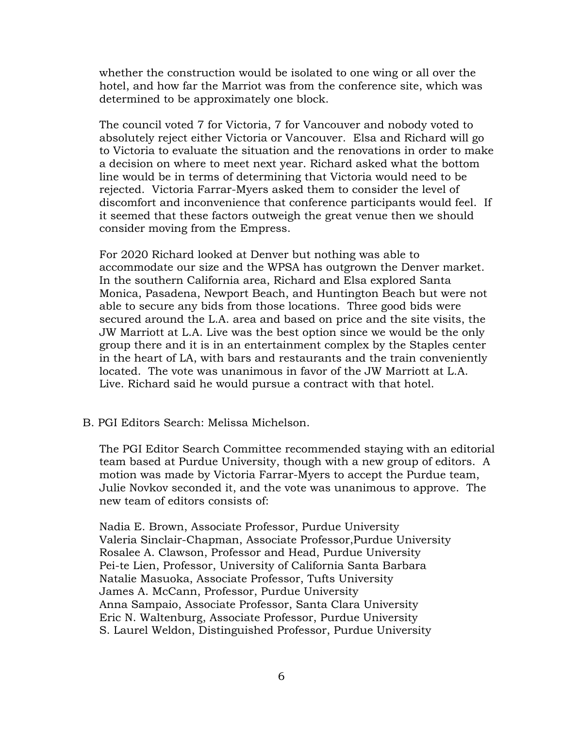whether the construction would be isolated to one wing or all over the hotel, and how far the Marriot was from the conference site, which was determined to be approximately one block.

The council voted 7 for Victoria, 7 for Vancouver and nobody voted to absolutely reject either Victoria or Vancouver. Elsa and Richard will go to Victoria to evaluate the situation and the renovations in order to make a decision on where to meet next year. Richard asked what the bottom line would be in terms of determining that Victoria would need to be rejected. Victoria Farrar-Myers asked them to consider the level of discomfort and inconvenience that conference participants would feel. If it seemed that these factors outweigh the great venue then we should consider moving from the Empress.

For 2020 Richard looked at Denver but nothing was able to accommodate our size and the WPSA has outgrown the Denver market. In the southern California area, Richard and Elsa explored Santa Monica, Pasadena, Newport Beach, and Huntington Beach but were not able to secure any bids from those locations. Three good bids were secured around the L.A. area and based on price and the site visits, the JW Marriott at L.A. Live was the best option since we would be the only group there and it is in an entertainment complex by the Staples center in the heart of LA, with bars and restaurants and the train conveniently located. The vote was unanimous in favor of the JW Marriott at L.A. Live. Richard said he would pursue a contract with that hotel.

B. PGI Editors Search: Melissa Michelson.

The PGI Editor Search Committee recommended staying with an editorial team based at Purdue University, though with a new group of editors. A motion was made by Victoria Farrar-Myers to accept the Purdue team, Julie Novkov seconded it, and the vote was unanimous to approve. The new team of editors consists of:

Nadia E. Brown, Associate Professor, Purdue University
Valeria Sinclair-Chapman, Associate Professor,Purdue University
Rosalee A. Clawson, Professor and Head, Purdue University
Pei-te Lien, Professor, University of California Santa Barbara
Natalie Masuoka, Associate Professor, Tufts University
James A. McCann, Professor, Purdue University
Anna Sampaio, Associate Professor, Santa Clara University
Eric N. Waltenburg, Associate Professor, Purdue University
S. Laurel Weldon, Distinguished Professor, Purdue University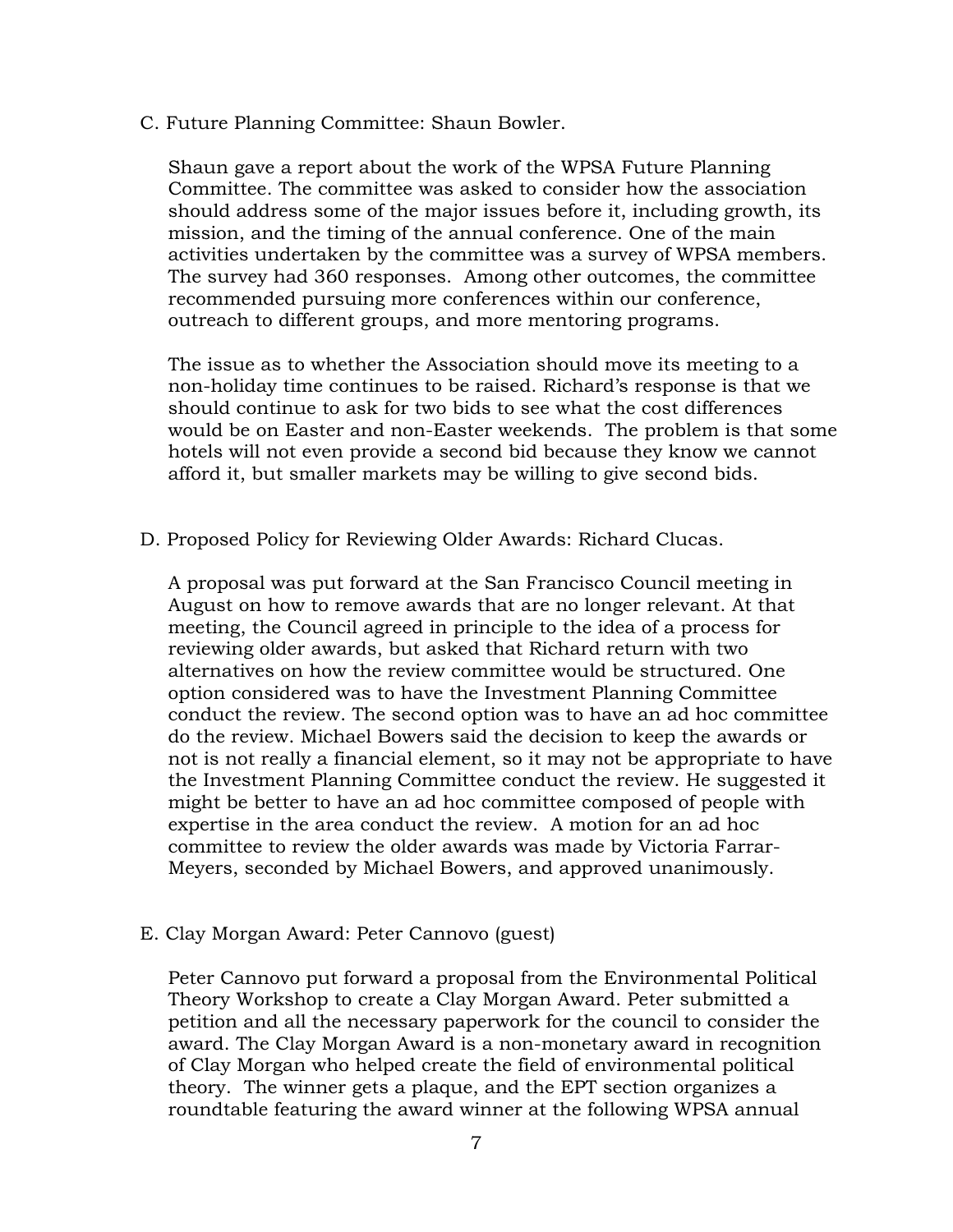C. Future Planning Committee: Shaun Bowler.

Shaun gave a report about the work of the WPSA Future Planning Committee. The committee was asked to consider how the association should address some of the major issues before it, including growth, its mission, and the timing of the annual conference. One of the main activities undertaken by the committee was a survey of WPSA members. The survey had 360 responses. Among other outcomes, the committee recommended pursuing more conferences within our conference, outreach to different groups, and more mentoring programs.

The issue as to whether the Association should move its meeting to a non-holiday time continues to be raised. Richard's response is that we should continue to ask for two bids to see what the cost differences would be on Easter and non-Easter weekends. The problem is that some hotels will not even provide a second bid because they know we cannot afford it, but smaller markets may be willing to give second bids.

D. Proposed Policy for Reviewing Older Awards: Richard Clucas.

A proposal was put forward at the San Francisco Council meeting in August on how to remove awards that are no longer relevant. At that meeting, the Council agreed in principle to the idea of a process for reviewing older awards, but asked that Richard return with two alternatives on how the review committee would be structured. One option considered was to have the Investment Planning Committee conduct the review. The second option was to have an ad hoc committee do the review. Michael Bowers said the decision to keep the awards or not is not really a financial element, so it may not be appropriate to have the Investment Planning Committee conduct the review. He suggested it might be better to have an ad hoc committee composed of people with expertise in the area conduct the review. A motion for an ad hoc committee to review the older awards was made by Victoria Farrar-Meyers, seconded by Michael Bowers, and approved unanimously.

E. Clay Morgan Award: Peter Cannovo (guest)

Peter Cannovo put forward a proposal from the Environmental Political Theory Workshop to create a Clay Morgan Award. Peter submitted a petition and all the necessary paperwork for the council to consider the award. The Clay Morgan Award is a non-monetary award in recognition of Clay Morgan who helped create the field of environmental political theory. The winner gets a plaque, and the EPT section organizes a roundtable featuring the award winner at the following WPSA annual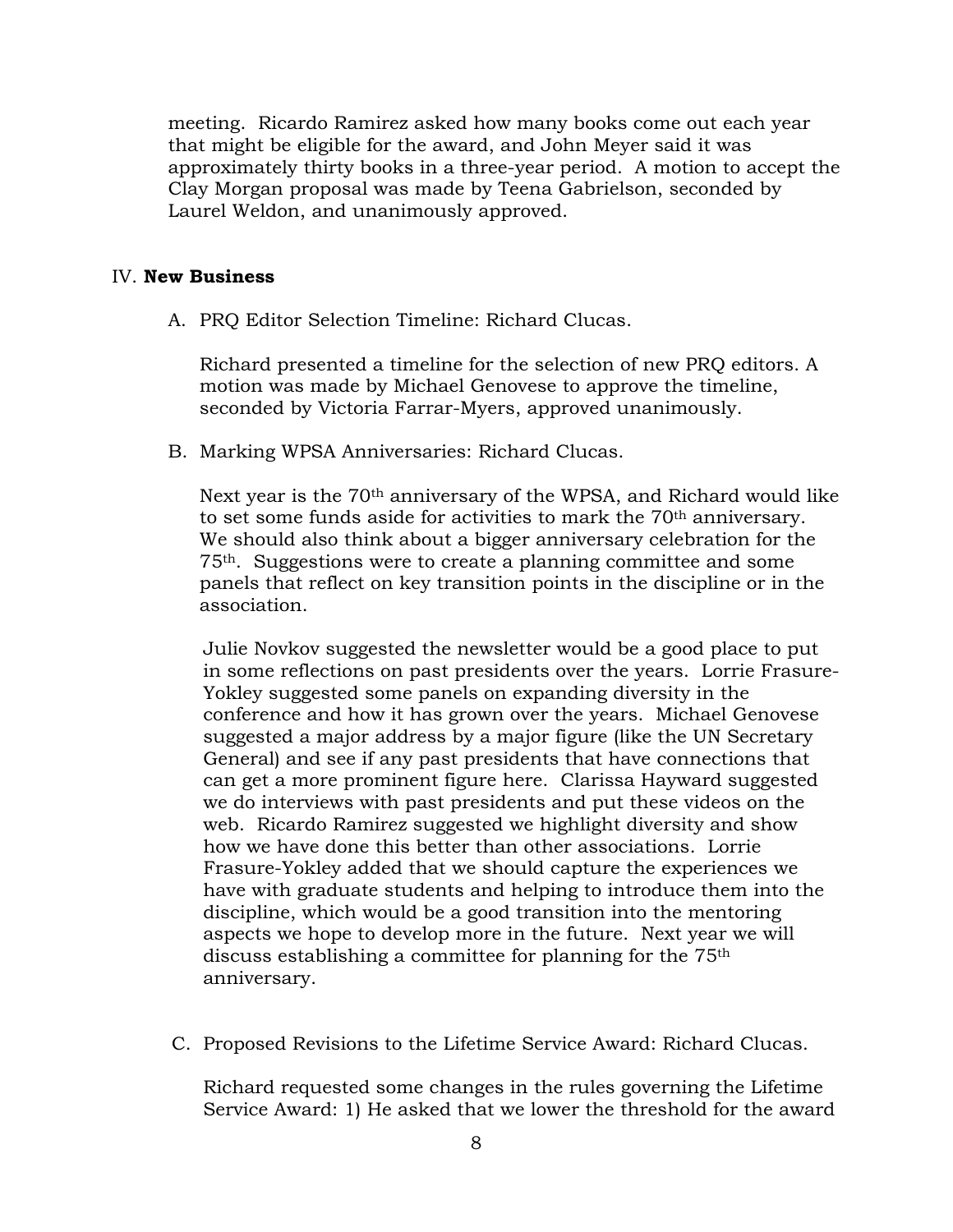meeting. Ricardo Ramirez asked how many books come out each year that might be eligible for the award, and John Meyer said it was approximately thirty books in a three-year period. A motion to accept the Clay Morgan proposal was made by Teena Gabrielson, seconded by Laurel Weldon, and unanimously approved.

## IV. **New Business**

A. PRQ Editor Selection Timeline: Richard Clucas.

Richard presented a timeline for the selection of new PRQ editors. A motion was made by Michael Genovese to approve the timeline, seconded by Victoria Farrar-Myers, approved unanimously.

B. Marking WPSA Anniversaries: Richard Clucas.

Next year is the 70th anniversary of the WPSA, and Richard would like to set some funds aside for activities to mark the 70th anniversary. We should also think about a bigger anniversary celebration for the 75th. Suggestions were to create a planning committee and some panels that reflect on key transition points in the discipline or in the association.

Julie Novkov suggested the newsletter would be a good place to put in some reflections on past presidents over the years. Lorrie Frasure-Yokley suggested some panels on expanding diversity in the conference and how it has grown over the years. Michael Genovese suggested a major address by a major figure (like the UN Secretary General) and see if any past presidents that have connections that can get a more prominent figure here. Clarissa Hayward suggested we do interviews with past presidents and put these videos on the web. Ricardo Ramirez suggested we highlight diversity and show how we have done this better than other associations. Lorrie Frasure-Yokley added that we should capture the experiences we have with graduate students and helping to introduce them into the discipline, which would be a good transition into the mentoring aspects we hope to develop more in the future. Next year we will discuss establishing a committee for planning for the 75th anniversary.

C. Proposed Revisions to the Lifetime Service Award: Richard Clucas.

Richard requested some changes in the rules governing the Lifetime Service Award: 1) He asked that we lower the threshold for the award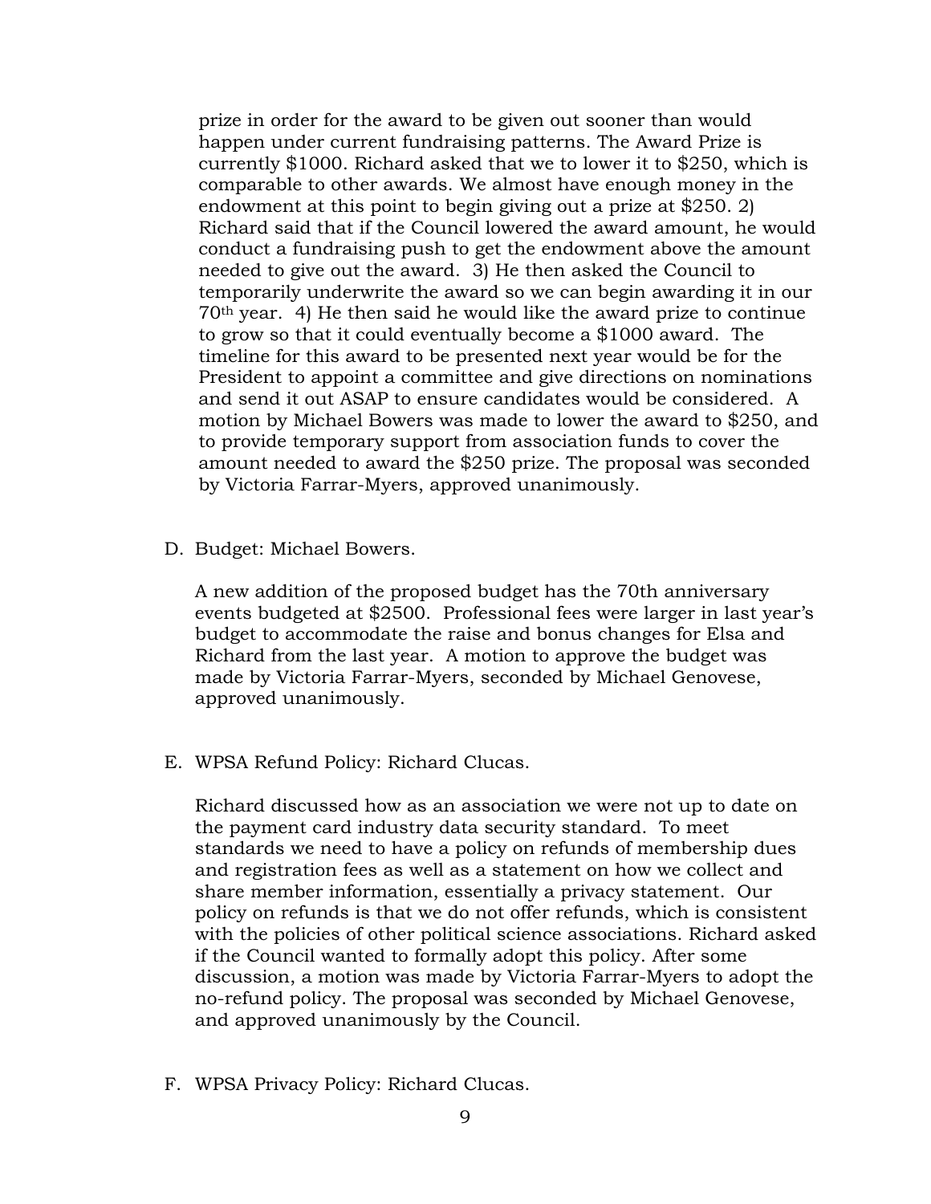prize in order for the award to be given out sooner than would happen under current fundraising patterns. The Award Prize is currently $1000. Richard asked that we to lower it to $250, which is comparable to other awards. We almost have enough money in the endowment at this point to begin giving out a prize at $250. 2) Richard said that if the Council lowered the award amount, he would conduct a fundraising push to get the endowment above the amount needed to give out the award. 3) He then asked the Council to temporarily underwrite the award so we can begin awarding it in our 70th year. 4) He then said he would like the award prize to continue to grow so that it could eventually become a $1000 award. The timeline for this award to be presented next year would be for the President to appoint a committee and give directions on nominations and send it out ASAP to ensure candidates would be considered. A motion by Michael Bowers was made to lower the award to $250, and to provide temporary support from association funds to cover the amount needed to award the $250 prize. The proposal was seconded by Victoria Farrar-Myers, approved unanimously.

D. Budget: Michael Bowers.

A new addition of the proposed budget has the 70th anniversary events budgeted at $2500. Professional fees were larger in last year's budget to accommodate the raise and bonus changes for Elsa and Richard from the last year. A motion to approve the budget was made by Victoria Farrar-Myers, seconded by Michael Genovese, approved unanimously.

E. WPSA Refund Policy: Richard Clucas.

Richard discussed how as an association we were not up to date on the payment card industry data security standard. To meet standards we need to have a policy on refunds of membership dues and registration fees as well as a statement on how we collect and share member information, essentially a privacy statement. Our policy on refunds is that we do not offer refunds, which is consistent with the policies of other political science associations. Richard asked if the Council wanted to formally adopt this policy. After some discussion, a motion was made by Victoria Farrar-Myers to adopt the no-refund policy. The proposal was seconded by Michael Genovese, and approved unanimously by the Council.

F. WPSA Privacy Policy: Richard Clucas.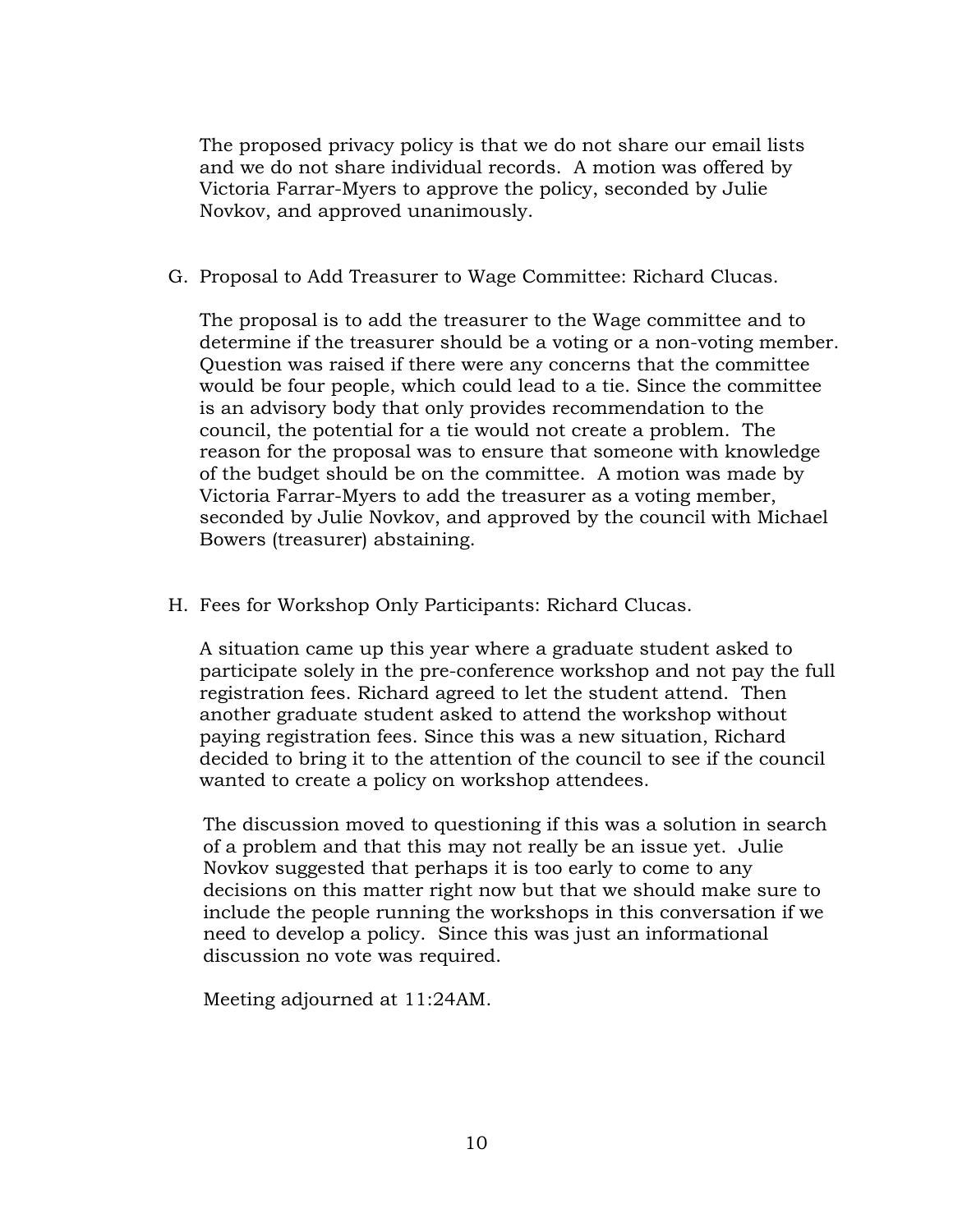The proposed privacy policy is that we do not share our email lists and we do not share individual records. A motion was offered by Victoria Farrar-Myers to approve the policy, seconded by Julie Novkov, and approved unanimously.

G. Proposal to Add Treasurer to Wage Committee: Richard Clucas.

The proposal is to add the treasurer to the Wage committee and to determine if the treasurer should be a voting or a non-voting member. Question was raised if there were any concerns that the committee would be four people, which could lead to a tie. Since the committee is an advisory body that only provides recommendation to the council, the potential for a tie would not create a problem. The reason for the proposal was to ensure that someone with knowledge of the budget should be on the committee. A motion was made by Victoria Farrar-Myers to add the treasurer as a voting member, seconded by Julie Novkov, and approved by the council with Michael Bowers (treasurer) abstaining.

H. Fees for Workshop Only Participants: Richard Clucas.

A situation came up this year where a graduate student asked to participate solely in the pre-conference workshop and not pay the full registration fees. Richard agreed to let the student attend. Then another graduate student asked to attend the workshop without paying registration fees. Since this was a new situation, Richard decided to bring it to the attention of the council to see if the council wanted to create a policy on workshop attendees.

The discussion moved to questioning if this was a solution in search of a problem and that this may not really be an issue yet. Julie Novkov suggested that perhaps it is too early to come to any decisions on this matter right now but that we should make sure to include the people running the workshops in this conversation if we need to develop a policy. Since this was just an informational discussion no vote was required.

Meeting adjourned at 11:24AM.